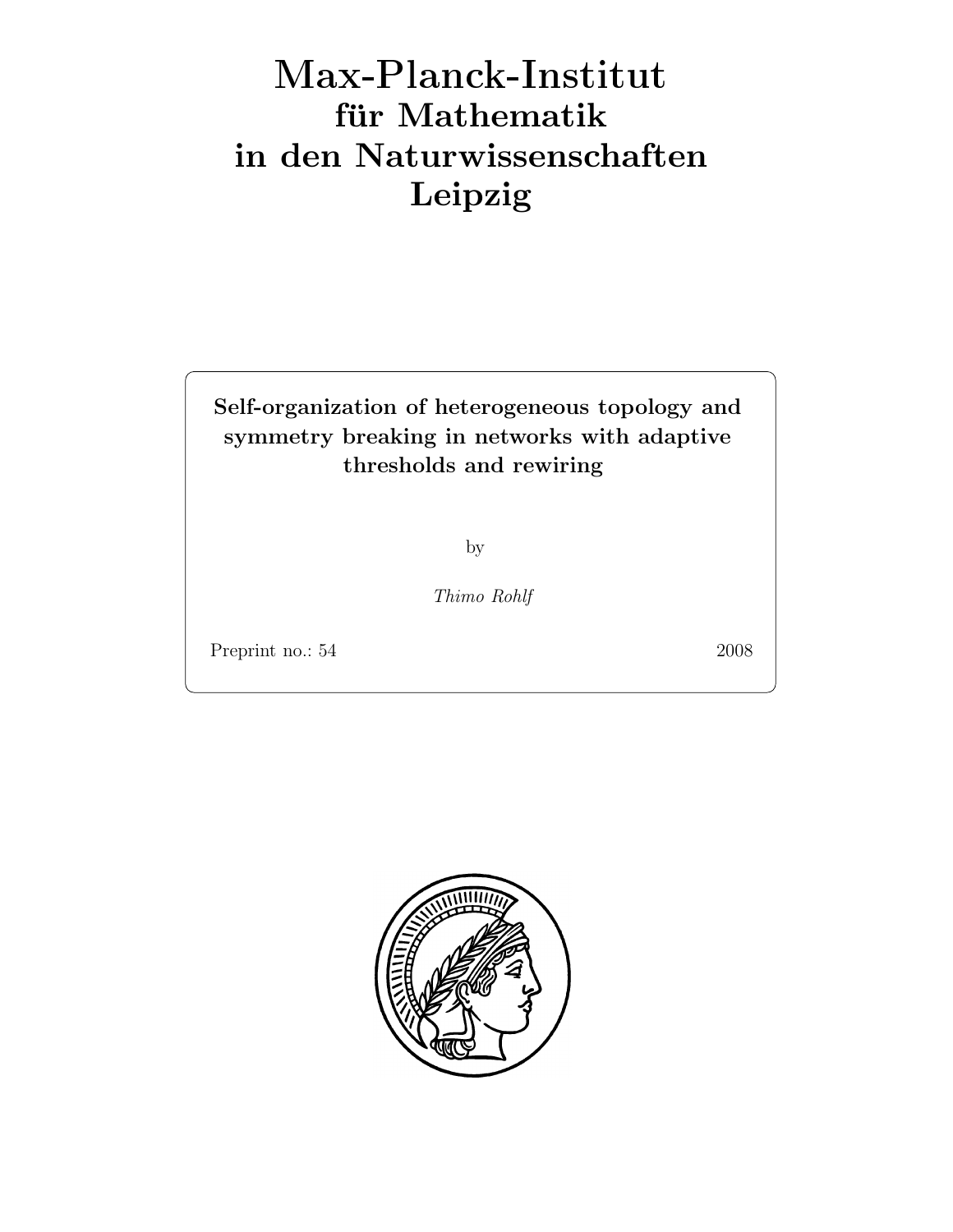# Max-Planck-Institut
# für Mathematik
# in den Naturwissenschaften
# Leipzig

**Self-organization of heterogeneous topology and symmetry breaking in networks with adaptive thresholds and rewiring**

by

*Thimo Rohlf*

Preprint no.: 54 2008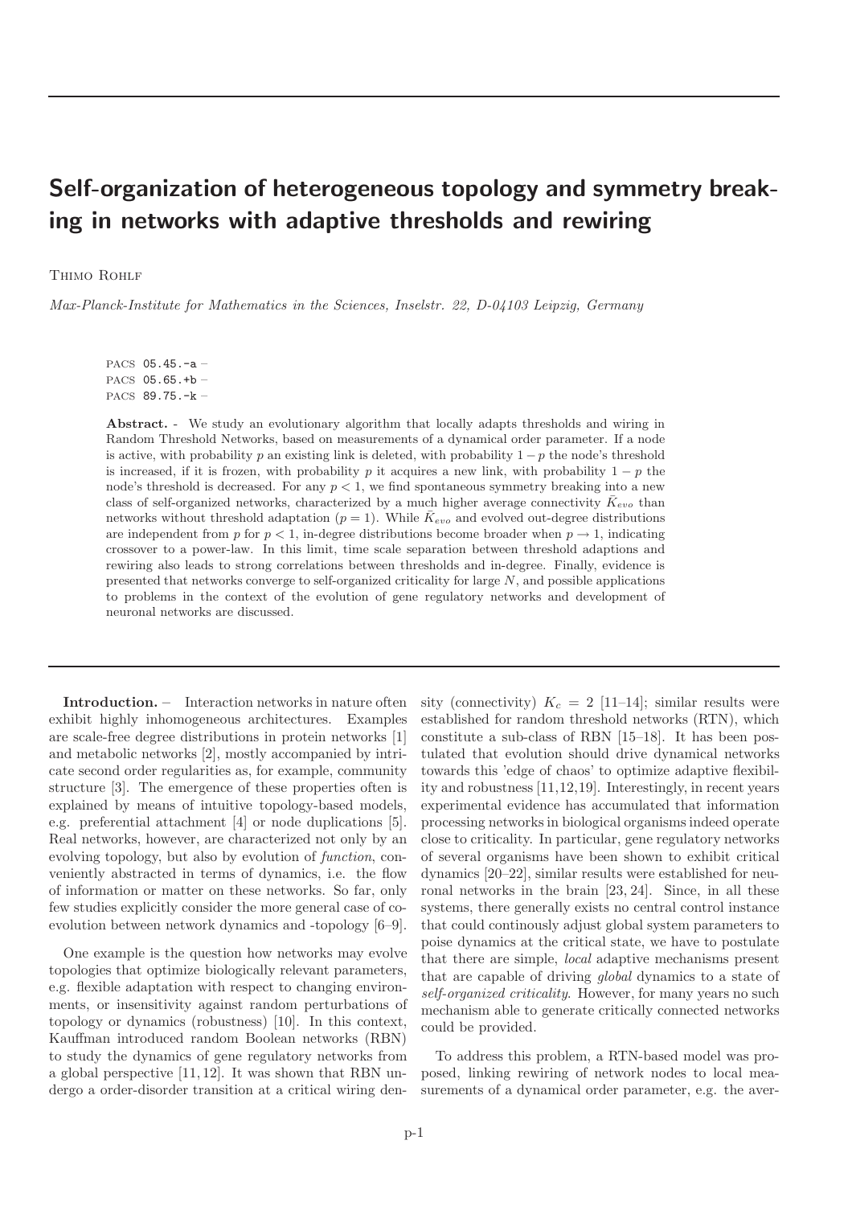# Self-organization of heterogeneous topology and symmetry breaking in networks with adaptive thresholds and rewiring

Thimo Rohlf

*Max-Planck-Institute for Mathematics in the Sciences, Inselstr. 22, D-04103 Leipzig, Germany*

PACS 05.45.-a –
PACS 05.65.+b –
PACS 89.75.-k –

**Abstract.** - We study an evolutionary algorithm that locally adapts thresholds and wiring in Random Threshold Networks, based on measurements of a dynamical order parameter. If a node is active, with probability $p$ an existing link is deleted, with probability $1-p$ the node's threshold is increased, if it is frozen, with probability $p$ it acquires a new link, with probability $1-p$ the node's threshold is decreased. For any $p < 1$, we find spontaneous symmetry breaking into a new class of self-organized networks, characterized by a much higher average connectivity $\bar{K}_{evo}$ than networks without threshold adaptation ($p = 1$). While $\bar{K}_{evo}$ and evolved out-degree distributions are independent from $p$ for $p < 1$, in-degree distributions become broader when $p \to 1$, indicating crossover to a power-law. In this limit, time scale separation between threshold adaptions and rewiring also leads to strong correlations between thresholds and in-degree. Finally, evidence is presented that networks converge to self-organized criticality for large $N$, and possible applications to problems in the context of the evolution of gene regulatory networks and development of neuronal networks are discussed.

**Introduction.** – Interaction networks in nature often exhibit highly inhomogeneous architectures. Examples are scale-free degree distributions in protein networks [1] and metabolic networks [2], mostly accompanied by intricate second order regularities as, for example, community structure [3]. The emergence of these properties often is explained by means of intuitive topology-based models, e.g. preferential attachment [4] or node duplications [5]. Real networks, however, are characterized not only by an evolving topology, but also by evolution of *function*, conveniently abstracted in terms of dynamics, i.e. the flow of information or matter on these networks. So far, only few studies explicitly consider the more general case of co-evolution between network dynamics and -topology [6–9].

One example is the question how networks may evolve topologies that optimize biologically relevant parameters, e.g. flexible adaptation with respect to changing environments, or insensitivity against random perturbations of topology or dynamics (robustness) [10]. In this context, Kauffman introduced random Boolean networks (RBN) to study the dynamics of gene regulatory networks from a global perspective [11,12]. It was shown that RBN undergo a order-disorder transition at a critical wiring density (connectivity) $K_c = 2$ [11–14]; similar results were established for random threshold networks (RTN), which constitute a sub-class of RBN [15–18]. It has been postulated that evolution should drive dynamical networks towards this 'edge of chaos' to optimize adaptive flexibility and robustness [11,12,19]. Interestingly, in recent years experimental evidence has accumulated that information processing networks in biological organisms indeed operate close to criticality. In particular, gene regulatory networks of several organisms have been shown to exhibit critical dynamics [20–22], similar results were established for neuronal networks in the brain [23, 24]. Since, in all these systems, there generally exists no central control instance that could continously adjust global system parameters to poise dynamics at the critical state, we have to postulate that there are simple, *local* adaptive mechanisms present that are capable of driving *global* dynamics to a state of *self-organized criticality*. However, for many years no such mechanism able to generate critically connected networks could be provided.

To address this problem, a RTN-based model was proposed, linking rewiring of network nodes to local measurements of a dynamical order parameter, e.g. the aver-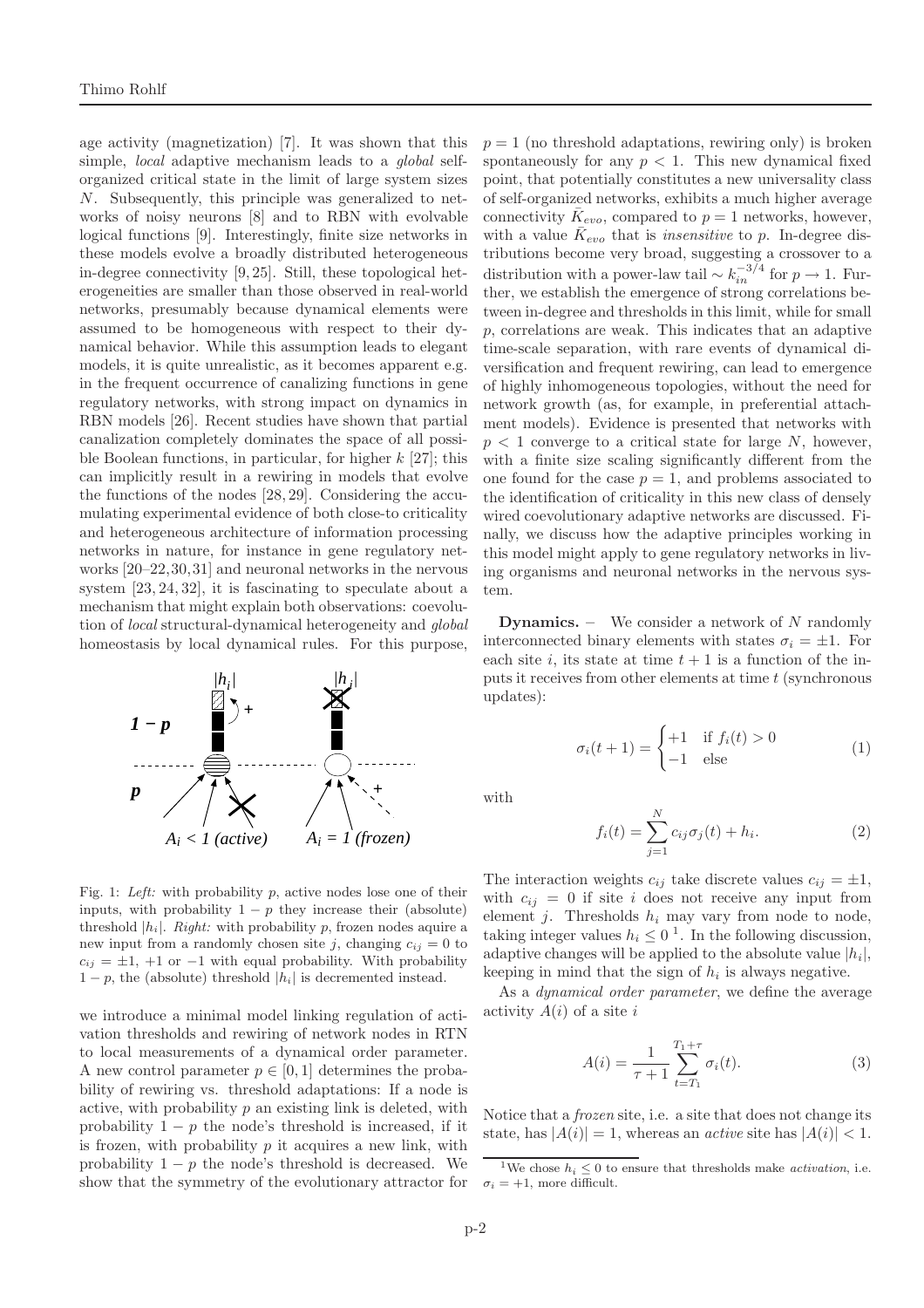age activity (magnetization) [7]. It was shown that this simple, *local* adaptive mechanism leads to a *global* self-organized critical state in the limit of large system sizes $N$. Subsequently, this principle was generalized to networks of noisy neurons [8] and to RBN with evolvable logical functions [9]. Interestingly, finite size networks in these models evolve a broadly distributed heterogeneous in-degree connectivity [9, 25]. Still, these topological heterogeneities are smaller than those observed in real-world networks, presumably because dynamical elements were assumed to be homogeneous with respect to their dynamical behavior. While this assumption leads to elegant models, it is quite unrealistic, as it becomes apparent e.g. in the frequent occurrence of canalizing functions in gene regulatory networks, with strong impact on dynamics in RBN models [26]. Recent studies have shown that partial canalization completely dominates the space of all possible Boolean functions, in particular, for higher $k$ [27]; this can implicitly result in a rewiring in models that evolve the functions of the nodes [28, 29]. Considering the accumulating experimental evidence of both close-to criticality and heterogeneous architecture of information processing networks in nature, for instance in gene regulatory networks [20–22, 30, 31] and neuronal networks in the nervous system [23, 24, 32], it is fascinating to speculate about a mechanism that might explain both observations: coevolution of *local* structural-dynamical heterogeneity and *global* homeostasis by local dynamical rules. For this purpose,

Fig. 1: *Left:* with probability $p$, active nodes lose one of their inputs, with probability $1 - p$ they increase their (absolute) threshold $|h_i|$. *Right:* with probability $p$, frozen nodes aquire a new input from a randomly chosen site $j$, changing $c_{ij} = 0$ to $c_{ij} = \pm 1$, $+1$ or $-1$ with equal probability. With probability $1 - p$, the (absolute) threshold $|h_i|$ is decremented instead.

we introduce a minimal model linking regulation of activation thresholds and rewiring of network nodes in RTN to local measurements of a dynamical order parameter. A new control parameter $p \in [0, 1]$ determines the probability of rewiring vs. threshold adaptations: If a node is active, with probability $p$ an existing link is deleted, with probability $1 - p$ the node's threshold is increased, if it is frozen, with probability $p$ it acquires a new link, with probability $1 - p$ the node's threshold is decreased. We show that the symmetry of the evolutionary attractor for $p = 1$ (no threshold adaptations, rewiring only) is broken spontaneously for any $p < 1$. This new dynamical fixed point, that potentially constitutes a new universality class of self-organized networks, exhibits a much higher average connectivity $\bar{K}_{evo}$, compared to $p = 1$ networks, however, with a value $\bar{K}_{evo}$ that is *insensitive* to $p$. In-degree distributions become very broad, suggesting a crossover to a distribution with a power-law tail $\sim k_{in}^{-3/4}$ for $p \to 1$. Further, we establish the emergence of strong correlations between in-degree and thresholds in this limit, while for small $p$, correlations are weak. This indicates that an adaptive time-scale separation, with rare events of dynamical diversification and frequent rewiring, can lead to emergence of highly inhomogeneous topologies, without the need for network growth (as, for example, in preferential attachment models). Evidence is presented that networks with $p < 1$ converge to a critical state for large $N$, however, with a finite size scaling significantly different from the one found for the case $p = 1$, and problems associated to the identification of criticality in this new class of densely wired coevolutionary adaptive networks are discussed. Finally, we discuss how the adaptive principles working in this model might apply to gene regulatory networks in living organisms and neuronal networks in the nervous system.

**Dynamics.** – We consider a network of $N$ randomly interconnected binary elements with states $\sigma_i = \pm 1$. For each site $i$, its state at time $t + 1$ is a function of the inputs it receives from other elements at time $t$ (synchronous updates):

$$\sigma_i(t+1) = \begin{cases} +1 & \text{if } f_i(t) > 0 \\ -1 & \text{else} \end{cases} \tag{1}$$

with

$$f_i(t) = \sum_{j=1}^{N} c_{ij}\sigma_j(t) + h_i. \tag{2}$$

The interaction weights $c_{ij}$ take discrete values $c_{ij} = \pm 1$, with $c_{ij} = 0$ if site $i$ does not receive any input from element $j$. Thresholds $h_i$ may vary from node to node, taking integer values $h_i \leq 0$ [1]. In the following discussion, adaptive changes will be applied to the absolute value $|h_i|$, keeping in mind that the sign of $h_i$ is always negative.

As a *dynamical order parameter*, we define the average activity $A(i)$ of a site $i$

$$A(i) = \frac{1}{\tau + 1} \sum_{t=T_1}^{T_1+\tau} \sigma_i(t). \tag{3}$$

Notice that a *frozen* site, i.e. a site that does not change its state, has $|A(i)| = 1$, whereas an *active* site has $|A(i)| < 1$.

[1] We chose $h_i \leq 0$ to ensure that thresholds make *activation*, i.e. $\sigma_i = +1$, more difficult.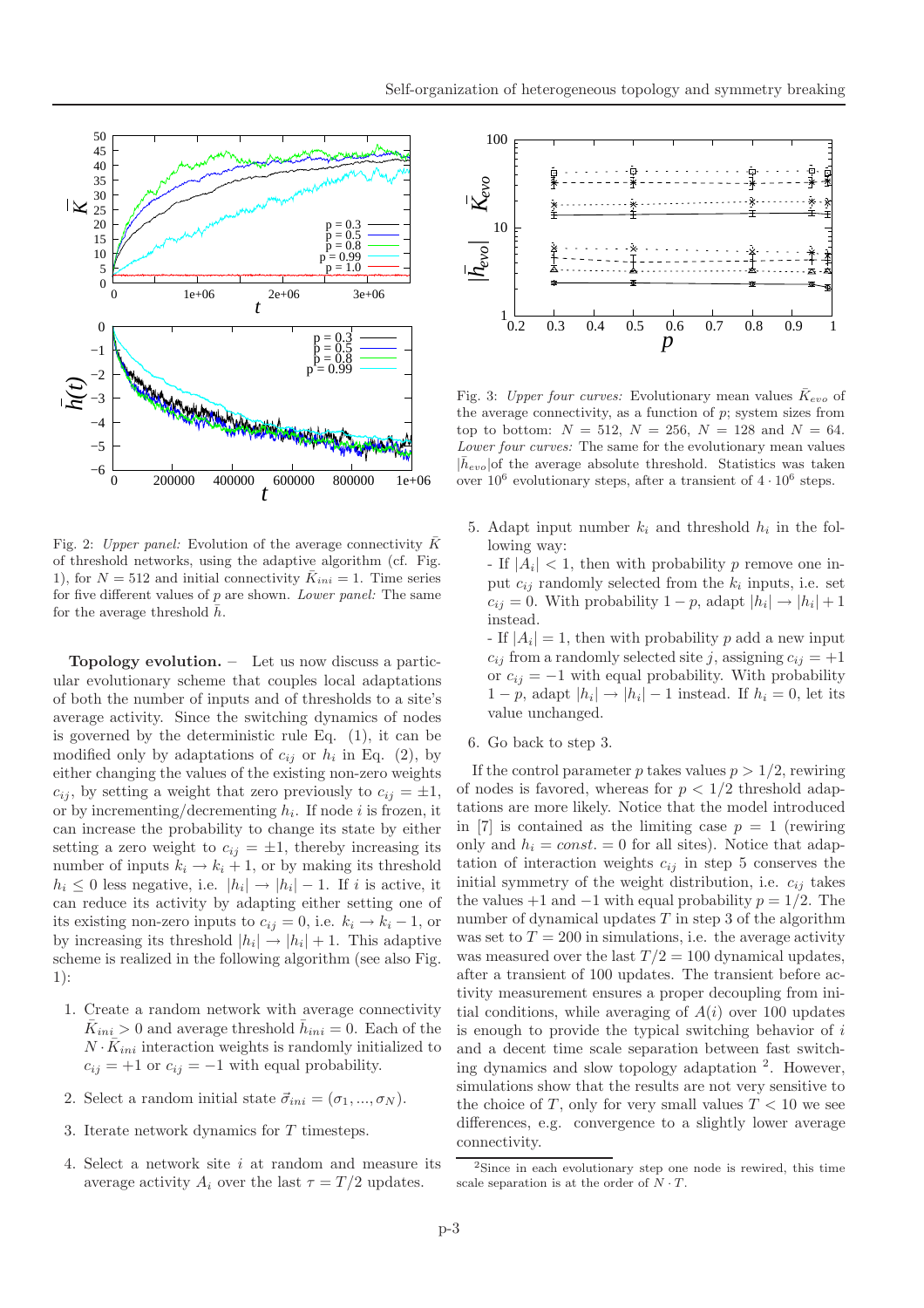Fig. 2: *Upper panel:* Evolution of the average connectivity $\bar{K}$ of threshold networks, using the adaptive algorithm (cf. Fig. 1), for $N = 512$ and initial connectivity $\bar{K}_{ini} = 1$. Time series for five different values of $p$ are shown. *Lower panel:* The same for the average threshold $\bar{h}$.

Fig. 3: *Upper four curves:* Evolutionary mean values $\bar{K}_{evo}$ of the average connectivity, as a function of $p$; system sizes from top to bottom: $N = 512$, $N = 256$, $N = 128$ and $N = 64$. *Lower four curves:* The same for the evolutionary mean values $|\bar{h}_{evo}|$of the average absolute threshold. Statistics was taken over $10^6$ evolutionary steps, after a transient of $4 \cdot 10^6$ steps.

**Topology evolution.** – Let us now discuss a particular evolutionary scheme that couples local adaptations of both the number of inputs and of thresholds to a site's average activity. Since the switching dynamics of nodes is governed by the deterministic rule Eq. (1), it can be modified only by adaptations of $c_{ij}$ or $h_i$ in Eq. (2), by either changing the values of the existing non-zero weights $c_{ij}$, by setting a weight that zero previously to $c_{ij} = \pm 1$, or by incrementing/decrementing $h_i$. If node $i$ is frozen, it can increase the probability to change its state by either setting a zero weight to $c_{ij} = \pm 1$, thereby increasing its number of inputs $k_i \to k_i + 1$, or by making its threshold $h_i \leq 0$ less negative, i.e. $|h_i| \to |h_i| - 1$. If $i$ is active, it can reduce its activity by adapting either setting one of its existing non-zero inputs to $c_{ij} = 0$, i.e. $k_i \to k_i - 1$, or by increasing its threshold $|h_i| \to |h_i| + 1$. This adaptive scheme is realized in the following algorithm (see also Fig. 1):

1. Create a random network with average connectivity $\bar{K}_{ini} > 0$ and average threshold $\bar{h}_{ini} = 0$. Each of the $N \cdot \bar{K}_{ini}$ interaction weights is randomly initialized to $c_{ij} = +1$ or $c_{ij} = -1$ with equal probability.
2. Select a random initial state $\vec{\sigma}_{ini} = (\sigma_1, ..., \sigma_N)$.
3. Iterate network dynamics for $T$ timesteps.
4. Select a network site $i$ at random and measure its average activity $A_i$ over the last $\tau = T/2$ updates.
5. Adapt input number $k_i$ and threshold $h_i$ in the following way:
   - If $|A_i| < 1$, then with probability $p$ remove one input $c_{ij}$ randomly selected from the $k_i$ inputs, i.e. set $c_{ij} = 0$. With probability $1 - p$, adapt $|h_i| \to |h_i| + 1$ instead.
   - If $|A_i| = 1$, then with probability $p$ add a new input $c_{ij}$ from a randomly selected site $j$, assigning $c_{ij} = +1$ or $c_{ij} = -1$ with equal probability. With probability $1 - p$, adapt $|h_i| \to |h_i| - 1$ instead. If $h_i = 0$, let its value unchanged.
6. Go back to step 3.

If the control parameter $p$ takes values $p > 1/2$, rewiring of nodes is favored, whereas for $p < 1/2$ threshold adaptations are more likely. Notice that the model introduced in [7] is contained as the limiting case $p = 1$ (rewiring only and $h_i = const. = 0$ for all sites). Notice that adaptation of interaction weights $c_{ij}$ in step 5 conserves the initial symmetry of the weight distribution, i.e. $c_{ij}$ takes the values $+1$ and $-1$ with equal probability $p = 1/2$. The number of dynamical updates $T$ in step 3 of the algorithm was set to $T = 200$ in simulations, i.e. the average activity was measured over the last $T/2 = 100$ dynamical updates, after a transient of 100 updates. The transient before activity measurement ensures a proper decoupling from initial conditions, while averaging of $A(i)$ over 100 updates is enough to provide the typical switching behavior of $i$ and a decent time scale separation between fast switching dynamics and slow topology adaptation [2]. However, simulations show that the results are not very sensitive to the choice of $T$, only for very small values $T < 10$ we see differences, e.g. convergence to a slightly lower average connectivity.

[2]Since in each evolutionary step one node is rewired, this time scale separation is at the order of $N \cdot T$.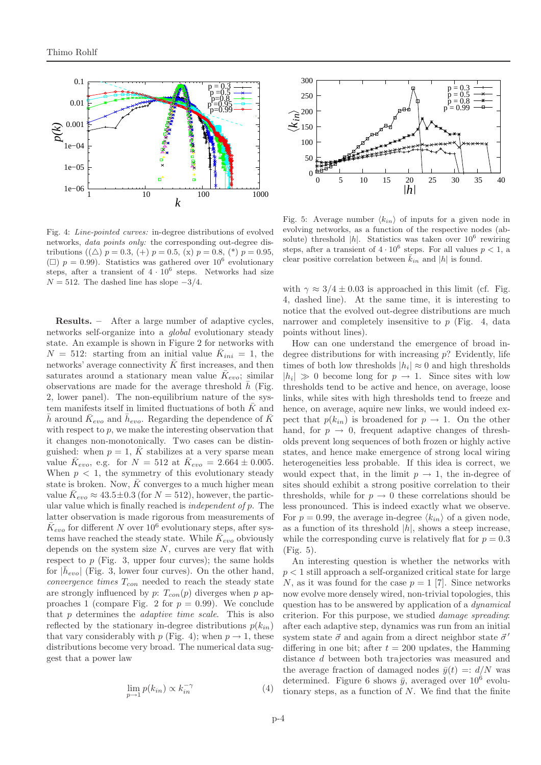Fig. 4: *Line-pointed curves:* in-degree distributions of evolved networks, *data points only:* the corresponding out-degree distributions (($\triangle$) $p = 0.3$, (+) $p = 0.5$, (x) $p = 0.8$, (*) $p = 0.95$, ($\square$) $p = 0.99$). Statistics was gathered over $10^6$ evolutionary steps, after a transient of $4 \cdot 10^6$ steps. Networks had size $N = 512$. The dashed line has slope $-3/4$.

Fig. 5: Average number $\langle k_{in} \rangle$ of inputs for a given node in evolving networks, as a function of the respective nodes (absolute) threshold $|h|$. Statistics was taken over $10^6$ rewiring steps, after a transient of $4 \cdot 10^6$ steps. For all values $p < 1$, a clear positive correlation between $\bar{k}_{in}$ and $|h|$ is found.

**Results.** – After a large number of adaptive cycles, networks self-organize into a *global* evolutionary steady state. An example is shown in Figure 2 for networks with $N = 512$: starting from an initial value $\bar{K}_{ini} = 1$, the networks' average connectivity $\bar{K}$ first increases, and then saturates around a stationary mean value $\bar{K}_{evo}$; similar observations are made for the average threshold $\bar{h}$ (Fig. 2, lower panel). The non-equilibrium nature of the system manifests itself in limited fluctuations of both $\bar{K}$ and $\bar{h}$ around $\bar{K}_{evo}$ and $\bar{h}_{evo}$. Regarding the dependence of $\bar{K}$ with respect to $p$, we make the interesting observation that it changes non-monotonically. Two cases can be distinguished: when $p = 1$, $\bar{K}$ stabilizes at a very sparse mean value $\bar{K}_{evo}$, e.g. for $N = 512$ at $\bar{K}_{evo} = 2.664 \pm 0.005$. When $p < 1$, the symmetry of this evolutionary steady state is broken. Now, $\bar{K}$ converges to a much higher mean value $\bar{K}_{evo} \approx 43.5 \pm 0.3$ (for $N = 512$), however, the particular value which is finally reached is *independent of* $p$. The latter observation is made rigorous from measurements of $\bar{K}_{evo}$ for different $N$ over $10^6$ evolutionary steps, after systems have reached the steady state. While $\bar{K}_{evo}$ obviously depends on the system size $N$, curves are very flat with respect to $p$ (Fig. 3, upper four curves); the same holds for $|\bar{h}_{evo}|$ (Fig. 3, lower four curves). On the other hand, *convergence times* $T_{con}$ needed to reach the steady state are strongly influenced by $p$: $T_{con}(p)$ diverges when $p$ approaches 1 (compare Fig. 2 for $p = 0.99$). We conclude that $p$ determines the *adaptive time scale*. This is also reflected by the stationary in-degree distributions $p(k_{in})$ that vary considerably with $p$ (Fig. 4); when $p \to 1$, these distributions become very broad. The numerical data suggest that a power law

$$\lim_{p \to 1} p(k_{in}) \propto k_{in}^{-\gamma} \tag{4}$$

with $\gamma \approx 3/4 \pm 0.03$ is approached in this limit (cf. Fig. 4, dashed line). At the same time, it is interesting to notice that the evolved out-degree distributions are much narrower and completely insensitive to $p$ (Fig. 4, data points without lines).

How can one understand the emergence of broad in-degree distributions for with increasing $p$? Evidently, life times of both low thresholds $|h_i| \approx 0$ and high thresholds $|h_i| \gg 0$ become long for $p \to 1$. Since sites with low thresholds tend to be active and hence, on average, loose links, while sites with high thresholds tend to freeze and hence, on average, aquire new links, we would indeed expect that $p(k_{in})$ is broadened for $p \to 1$. On the other hand, for $p \to 0$, frequent adaptive changes of thresholds prevent long sequences of both frozen or highly active states, and hence make emergence of strong local wiring heterogeneities less probable. If this idea is correct, we would expect that, in the limit $p \to 1$, the in-degree of sites should exhibit a strong positive correlation to their thresholds, while for $p \to 0$ these correlations should be less pronounced. This is indeed exactly what we observe. For $p = 0.99$, the average in-degree $\langle k_{in} \rangle$ of a given node, as a function of its threshold $|h_i|$, shows a steep increase, while the corresponding curve is relatively flat for $p = 0.3$ (Fig. 5).

An interesting question is whether the networks with $p < 1$ still approach a self-organized critical state for large $N$, as it was found for the case $p = 1$ [7]. Since networks now evolve more densely wired, non-trivial topologies, this question has to be answered by application of a *dynamical* criterion. For this purpose, we studied *damage spreading*: after each adaptive step, dynamics was run from an initial system state $\vec{\sigma}$ and again from a direct neighbor state $\vec{\sigma}\,'$ differing in one bit; after $t = 200$ updates, the Hamming distance $d$ between both trajectories was measured and the average fraction of damaged nodes $\bar{y}(t) =: d/N$ was determined. Figure 6 shows $\bar{y}$, averaged over $10^6$ evolutionary steps, as a function of $N$. We find that the finite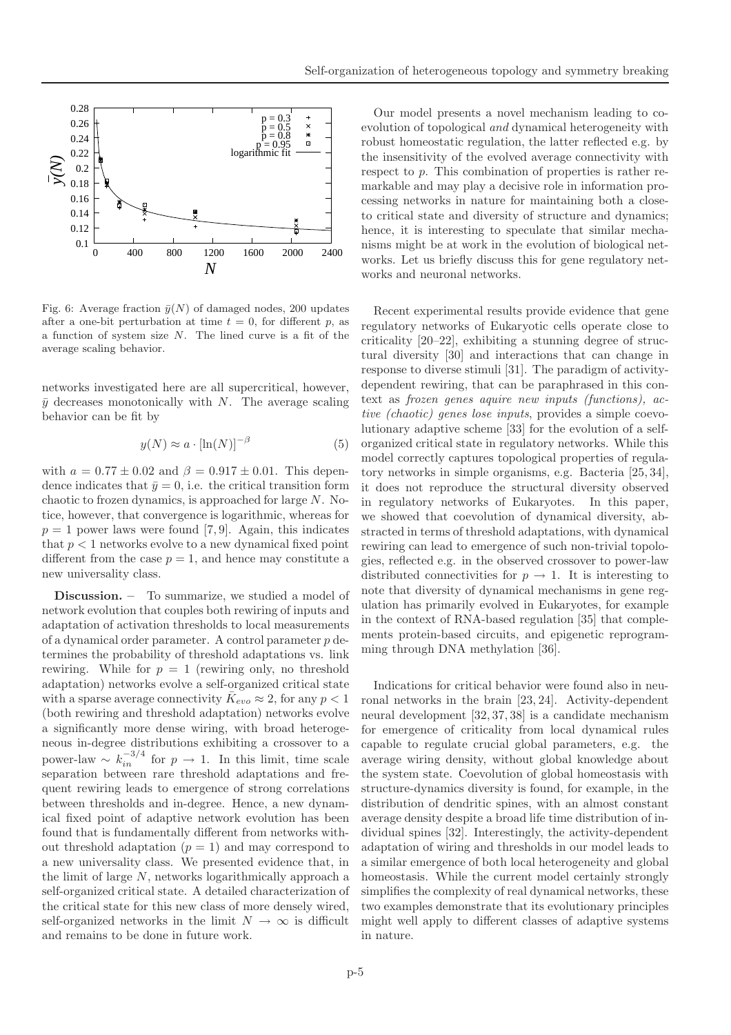Fig. 6: Average fraction $\bar{y}(N)$ of damaged nodes, 200 updates after a one-bit perturbation at time $t = 0$, for different $p$, as a function of system size $N$. The lined curve is a fit of the average scaling behavior.

networks investigated here are all supercritical, however, $\bar{y}$ decreases monotonically with $N$. The average scaling behavior can be fit by

$$y(N) \approx a \cdot [\ln(N)]^{-\beta} \tag{5}$$

with $a = 0.77 \pm 0.02$ and $\beta = 0.917 \pm 0.01$. This dependence indicates that $\bar{y} = 0$, i.e. the critical transition form chaotic to frozen dynamics, is approached for large $N$. Notice, however, that convergence is logarithmic, whereas for $p = 1$ power laws were found [7, 9]. Again, this indicates that $p < 1$ networks evolve to a new dynamical fixed point different from the case $p = 1$, and hence may constitute a new universality class.

**Discussion.** – To summarize, we studied a model of network evolution that couples both rewiring of inputs and adaptation of activation thresholds to local measurements of a dynamical order parameter. A control parameter $p$ determines the probability of threshold adaptations vs. link rewiring. While for $p = 1$ (rewiring only, no threshold adaptation) networks evolve a self-organized critical state with a sparse average connectivity $\bar{K}_{evo} \approx 2$, for any $p < 1$ (both rewiring and threshold adaptation) networks evolve a significantly more dense wiring, with broad heterogeneous in-degree distributions exhibiting a crossover to a power-law $\sim k_{in}^{-3/4}$ for $p \to 1$. In this limit, time scale separation between rare threshold adaptations and frequent rewiring leads to emergence of strong correlations between thresholds and in-degree. Hence, a new dynamical fixed point of adaptive network evolution has been found that is fundamentally different from networks without threshold adaptation ($p = 1$) and may correspond to a new universality class. We presented evidence that, in the limit of large $N$, networks logarithmically approach a self-organized critical state. A detailed characterization of the critical state for this new class of more densely wired, self-organized networks in the limit $N \to \infty$ is difficult and remains to be done in future work.

Our model presents a novel mechanism leading to coevolution of topological *and* dynamical heterogeneity with robust homeostatic regulation, the latter reflected e.g. by the insensitivity of the evolved average connectivity with respect to $p$. This combination of properties is rather remarkable and may play a decisive role in information processing networks in nature for maintaining both a close-to critical state and diversity of structure and dynamics; hence, it is interesting to speculate that similar mechanisms might be at work in the evolution of biological networks. Let us briefly discuss this for gene regulatory networks and neuronal networks.

Recent experimental results provide evidence that gene regulatory networks of Eukaryotic cells operate close to criticality [20–22], exhibiting a stunning degree of structural diversity [30] and interactions that can change in response to diverse stimuli [31]. The paradigm of activity-dependent rewiring, that can be paraphrased in this context as *frozen genes aquire new inputs (functions), active (chaotic) genes lose inputs*, provides a simple coevolutionary adaptive scheme [33] for the evolution of a self-organized critical state in regulatory networks. While this model correctly captures topological properties of regulatory networks in simple organisms, e.g. Bacteria [25, 34], it does not reproduce the structural diversity observed in regulatory networks of Eukaryotes. In this paper, we showed that coevolution of dynamical diversity, abstracted in terms of threshold adaptations, with dynamical rewiring can lead to emergence of such non-trivial topologies, reflected e.g. in the observed crossover to power-law distributed connectivities for $p \to 1$. It is interesting to note that diversity of dynamical mechanisms in gene regulation has primarily evolved in Eukaryotes, for example in the context of RNA-based regulation [35] that complements protein-based circuits, and epigenetic reprogramming through DNA methylation [36].

Indications for critical behavior were found also in neuronal networks in the brain [23, 24]. Activity-dependent neural development [32, 37, 38] is a candidate mechanism for emergence of criticality from local dynamical rules capable to regulate crucial global parameters, e.g. the average wiring density, without global knowledge about the system state. Coevolution of global homeostasis with structure-dynamics diversity is found, for example, in the distribution of dendritic spines, with an almost constant average density despite a broad life time distribution of individual spines [32]. Interestingly, the activity-dependent adaptation of wiring and thresholds in our model leads to a similar emergence of both local heterogeneity and global homeostasis. While the current model certainly strongly simplifies the complexity of real dynamical networks, these two examples demonstrate that its evolutionary principles might well apply to different classes of adaptive systems in nature.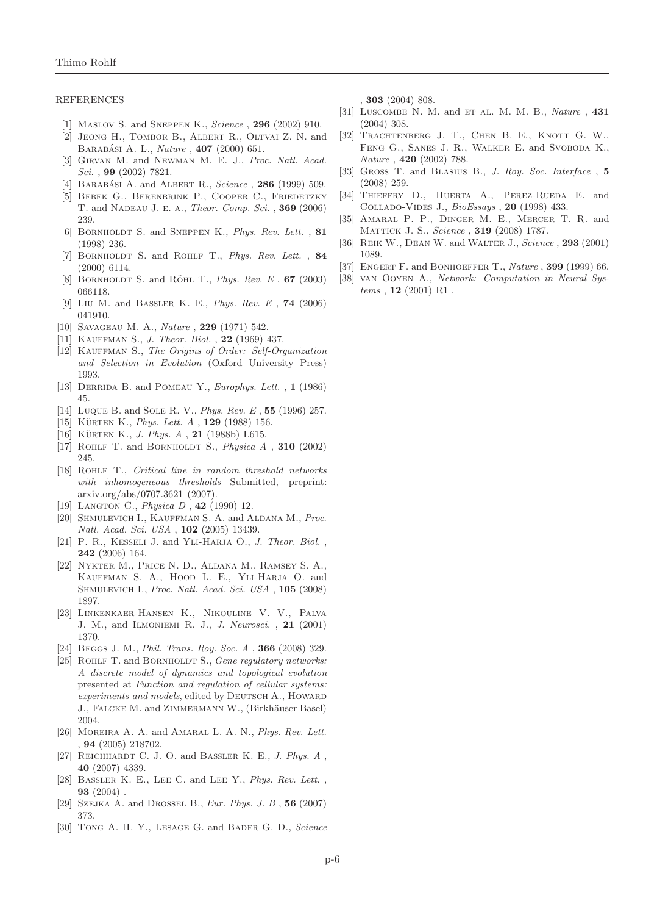REFERENCES

- [1] Maslov S. and Sneppen K., *Science* , **296** (2002) 910.
- [2] Jeong H., Tombor B., Albert R., Oltvai Z. N. and Barabási A. L., *Nature* , **407** (2000) 651.
- [3] Girvan M. and Newman M. E. J., *Proc. Natl. Acad. Sci.* , **99** (2002) 7821.
- [4] Barabási A. and Albert R., *Science* , **286** (1999) 509.
- [5] Bebek G., Berenbrink P., Cooper C., Friedetzky T. and Nadeau J. e. a., *Theor. Comp. Sci.* , **369** (2006) 239.
- [6] Bornholdt S. and Sneppen K., *Phys. Rev. Lett.* , **81** (1998) 236.
- [7] Bornholdt S. and Rohlf T., *Phys. Rev. Lett.* , **84** (2000) 6114.
- [8] Bornholdt S. and Röhl T., *Phys. Rev. E* , **67** (2003) 066118.
- [9] Liu M. and Bassler K. E., *Phys. Rev. E* , **74** (2006) 041910.
- [10] Savageau M. A., *Nature* , **229** (1971) 542.
- [11] Kauffman S., *J. Theor. Biol.* , **22** (1969) 437.
- [12] Kauffman S., *The Origins of Order: Self-Organization and Selection in Evolution* (Oxford University Press) 1993.
- [13] Derrida B. and Pomeau Y., *Europhys. Lett.* , **1** (1986) 45.
- [14] Luque B. and Sole R. V., *Phys. Rev. E* , **55** (1996) 257.
- [15] Kürten K., *Phys. Lett. A* , **129** (1988) 156.
- [16] Kürten K., *J. Phys. A* , **21** (1988b) L615.
- [17] Rohlf T. and Bornholdt S., *Physica A* , **310** (2002) 245.
- [18] Rohlf T., *Critical line in random threshold networks with inhomogeneous thresholds* Submitted, preprint: arxiv.org/abs/0707.3621 (2007).
- [19] Langton C., *Physica D* , **42** (1990) 12.
- [20] Shmulevich I., Kauffman S. A. and Aldana M., *Proc. Natl. Acad. Sci. USA* , **102** (2005) 13439.
- [21] P. R., Kesseli J. and Yli-Harja O., *J. Theor. Biol.* , **242** (2006) 164.
- [22] Nykter M., Price N. D., Aldana M., Ramsey S. A., Kauffman S. A., Hood L. E., Yli-Harja O. and Shmulevich I., *Proc. Natl. Acad. Sci. USA* , **105** (2008) 1897.
- [23] Linkenkaer-Hansen K., Nikouline V. V., Palva J. M., and Ilmoniemi R. J., *J. Neurosci.* , **21** (2001) 1370.
- [24] Beggs J. M., *Phil. Trans. Roy. Soc. A* , **366** (2008) 329.
- [25] Rohlf T. and Bornholdt S., *Gene regulatory networks: A discrete model of dynamics and topological evolution* presented at *Function and regulation of cellular systems: experiments and models*, edited by Deutsch A., Howard J., Falcke M. and Zimmermann W., (Birkhäuser Basel) 2004.
- [26] Moreira A. A. and Amaral L. A. N., *Phys. Rev. Lett.* , **94** (2005) 218702.
- [27] Reichhardt C. J. O. and Bassler K. E., *J. Phys. A* , **40** (2007) 4339.
- [28] Bassler K. E., Lee C. and Lee Y., *Phys. Rev. Lett.* , **93** (2004) .
- [29] Szejka A. and Drossel B., *Eur. Phys. J. B* , **56** (2007) 373.
- [30] Tong A. H. Y., Lesage G. and Bader G. D., *Science* , **303** (2004) 808.
- [31] Luscombe N. M. and et al. M. M. B., *Nature* , **431** (2004) 308.
- [32] Trachtenberg J. T., Chen B. E., Knott G. W., Feng G., Sanes J. R., Walker E. and Svoboda K., *Nature* , **420** (2002) 788.
- [33] Gross T. and Blasius B., *J. Roy. Soc. Interface* , **5** (2008) 259.
- [34] Thieffry D., Huerta A., Perez-Rueda E. and Collado-Vides J., *BioEssays* , **20** (1998) 433.
- [35] Amaral P. P., Dinger M. E., Mercer T. R. and Mattick J. S., *Science* , **319** (2008) 1787.
- [36] Reik W., Dean W. and Walter J., *Science* , **293** (2001) 1089.
- [37] Engert F. and Bonhoeffer T., *Nature* , **399** (1999) 66.
- [38] van Ooyen A., *Network: Computation in Neural Systems* , **12** (2001) R1 .